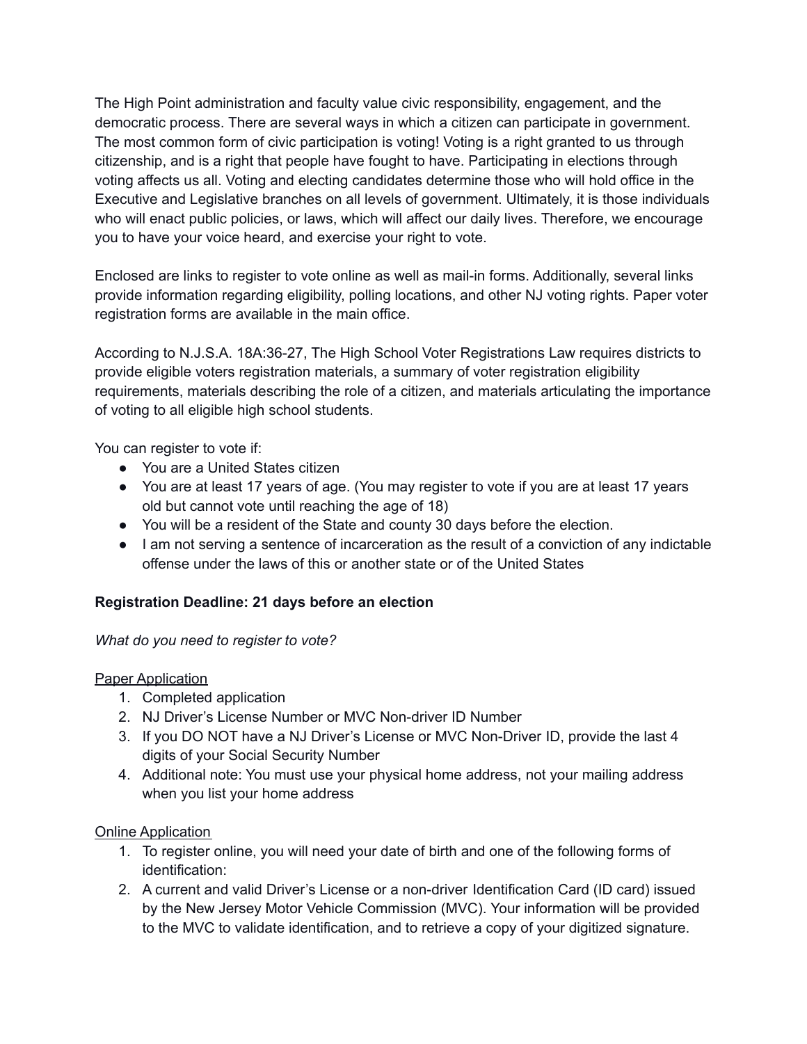The High Point administration and faculty value civic responsibility, engagement, and the democratic process. There are several ways in which a citizen can participate in government. The most common form of civic participation is voting! Voting is a right granted to us through citizenship, and is a right that people have fought to have. Participating in elections through voting affects us all. Voting and electing candidates determine those who will hold office in the Executive and Legislative branches on all levels of government. Ultimately, it is those individuals who will enact public policies, or laws, which will affect our daily lives. Therefore, we encourage you to have your voice heard, and exercise your right to vote.

Enclosed are links to register to vote online as well as mail-in forms. Additionally, several links provide information regarding eligibility, polling locations, and other NJ voting rights. Paper voter registration forms are available in the main office.

According to N.J.S.A. 18A:36-27, The High School Voter Registrations Law requires districts to provide eligible voters registration materials, a summary of voter registration eligibility requirements, materials describing the role of a citizen, and materials articulating the importance of voting to all eligible high school students.

You can register to vote if:

- You are a United States citizen
- You are at least 17 years of age. (You may register to vote if you are at least 17 years old but cannot vote until reaching the age of 18)
- You will be a resident of the State and county 30 days before the election.
- I am not serving a sentence of incarceration as the result of a conviction of any indictable offense under the laws of this or another state or of the United States

**Registration Deadline: 21 days before an election**

*What do you need to register to vote?*

<u>Paper Application</u>

1. Completed application
2. NJ Driver's License Number or MVC Non-driver ID Number
3. If you DO NOT have a NJ Driver's License or MVC Non-Driver ID, provide the last 4 digits of your Social Security Number
4. Additional note: You must use your physical home address, not your mailing address when you list your home address

<u>Online Application</u>

1. To register online, you will need your date of birth and one of the following forms of identification:
2. A current and valid Driver's License or a non-driver Identification Card (ID card) issued by the New Jersey Motor Vehicle Commission (MVC). Your information will be provided to the MVC to validate identification, and to retrieve a copy of your digitized signature.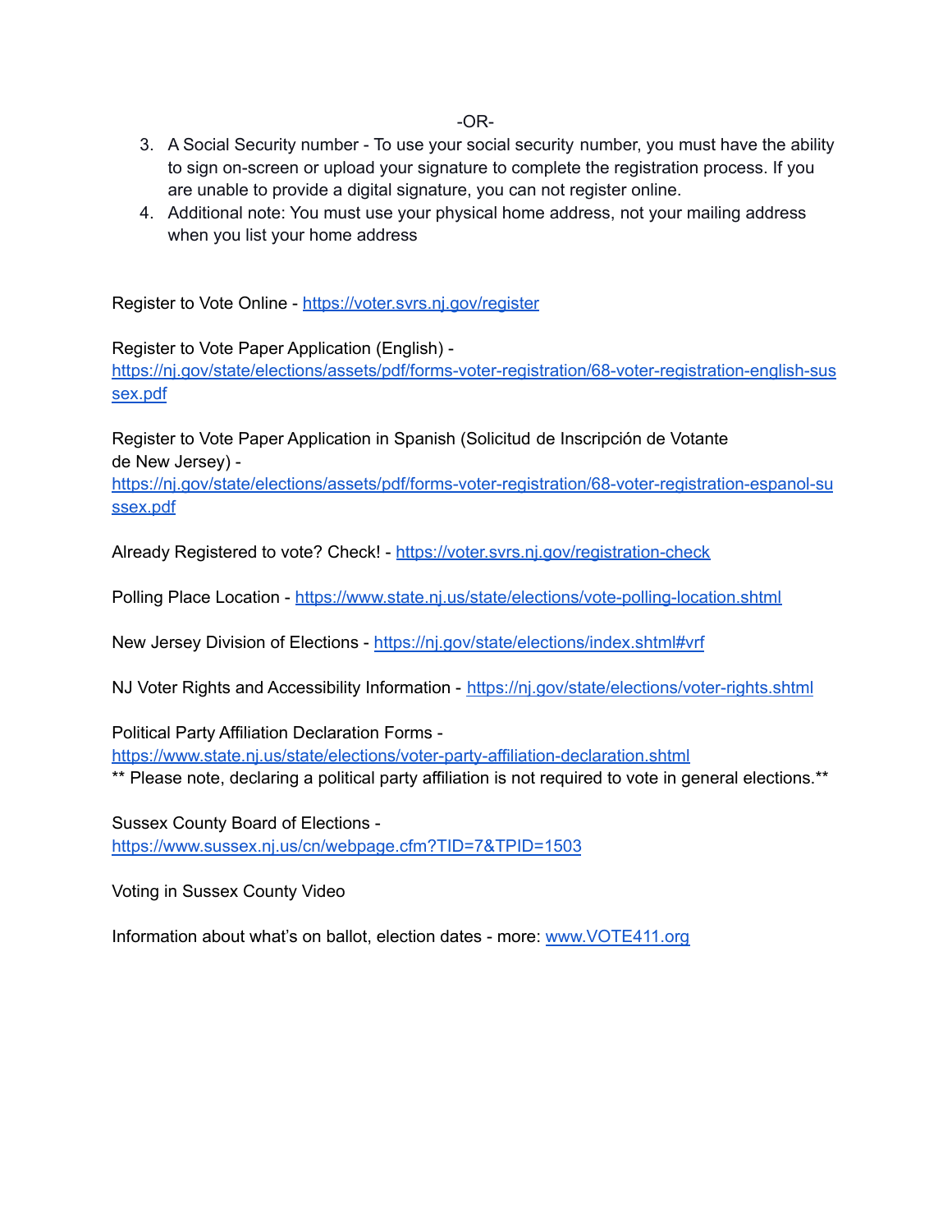-OR-

3. A Social Security number - To use your social security number, you must have the ability to sign on-screen or upload your signature to complete the registration process. If you are unable to provide a digital signature, you can not register online.
4. Additional note: You must use your physical home address, not your mailing address when you list your home address

Register to Vote Online - https://voter.svrs.nj.gov/register

Register to Vote Paper Application (English) - https://nj.gov/state/elections/assets/pdf/forms-voter-registration/68-voter-registration-english-sussex.pdf

Register to Vote Paper Application in Spanish (Solicitud de Inscripción de Votante de New Jersey) - https://nj.gov/state/elections/assets/pdf/forms-voter-registration/68-voter-registration-espanol-sussex.pdf

Already Registered to vote? Check! - https://voter.svrs.nj.gov/registration-check

Polling Place Location - https://www.state.nj.us/state/elections/vote-polling-location.shtml

New Jersey Division of Elections - https://nj.gov/state/elections/index.shtml#vrf

NJ Voter Rights and Accessibility Information - https://nj.gov/state/elections/voter-rights.shtml

Political Party Affiliation Declaration Forms - https://www.state.nj.us/state/elections/voter-party-affiliation-declaration.shtml
** Please note, declaring a political party affiliation is not required to vote in general elections.**

Sussex County Board of Elections - https://www.sussex.nj.us/cn/webpage.cfm?TID=7&TPID=1503

Voting in Sussex County Video

Information about what's on ballot, election dates - more: www.VOTE411.org